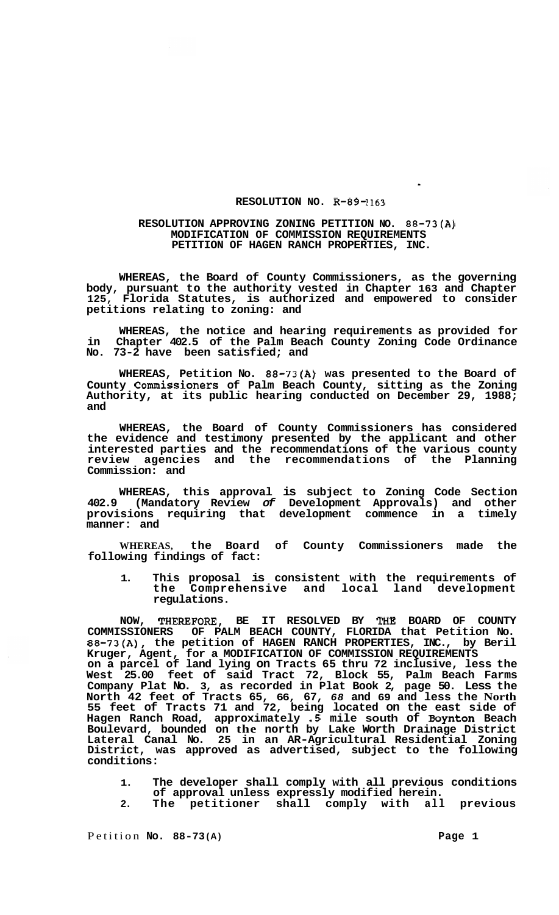# RESOLUTION NO. R-89-1163

## RESOLUTION APPROVING ZONING PETITION NO. 88-73(A) MODIFICATION OF COMMISSION REQUIREMENTS PETITION OF HAGEN RANCH PROPERTIES, INC.

WHEREAS, the Board of County Commissioners, as the governing body, pursuant to the authority vested in Chapter 163 and Chapter 125, Florida Statutes, is authorized and empowered to consider petitions relating to zoning: and

WHEREAS, the notice and hearing requirements as provided for in Chapter 402.5 of the Palm Beach County Zoning Code Ordinance No. 73-2 have been satisfied; and

WHEREAS, Petition No. 88-73(A) was presented to the Board of County Commissioners of Palm Beach County, sitting as the Zoning Authority, at its public hearing conducted on December 29, 1988; and

WHEREAS, the Board of County Commissioners has considered the evidence and testimony presented by the applicant and other interested parties and the recommendations of the various county review agencies and the recommendations of the Planning Commission: and

WHEREAS, this approval is subject to Zoning Code Section 402.9 (Mandatory Review *of* Development Approvals) and other provisions requiring that development commence in a timely manner: and

WHEREAS, the Board of County Commissioners made the following findings of fact:

1. This proposal is consistent with the requirements of the Comprehensive and local land development regulations.

NOW, THEREFORE, BE IT RESOLVED BY THE BOARD OF COUNTY COMMISSIONERS OF PALM BEACH COUNTY, FLORIDA that Petition No. 88-73(A), the petition of HAGEN RANCH PROPERTIES, INC., by Beril Kruger, Agent, for a MODIFICATION OF COMMISSION REQUIREMENTS on a parcel of land lying on Tracts 65 thru 72 inclusive, less the West 25.00 feet of said Tract 72, Block 55, Palm Beach Farms Company Plat No. 3, as recorded in Plat Book 2, page 50. Less the North 42 feet of Tracts 65, 66, 67, *68* and 69 and less the North 55 feet of Tracts 71 and 72, being located on the east side of Hagen Ranch Road, approximately .5 mile south of Boynton Beach Boulevard, bounded on the north by Lake Worth Drainage District Lateral Canal No. 25 in an AR-Agricultural Residential Zoning District, was approved as advertised, subject to the following conditions:

1. The developer shall comply with all previous conditions of approval unless expressly modified herein.
2. The petitioner shall comply with all previous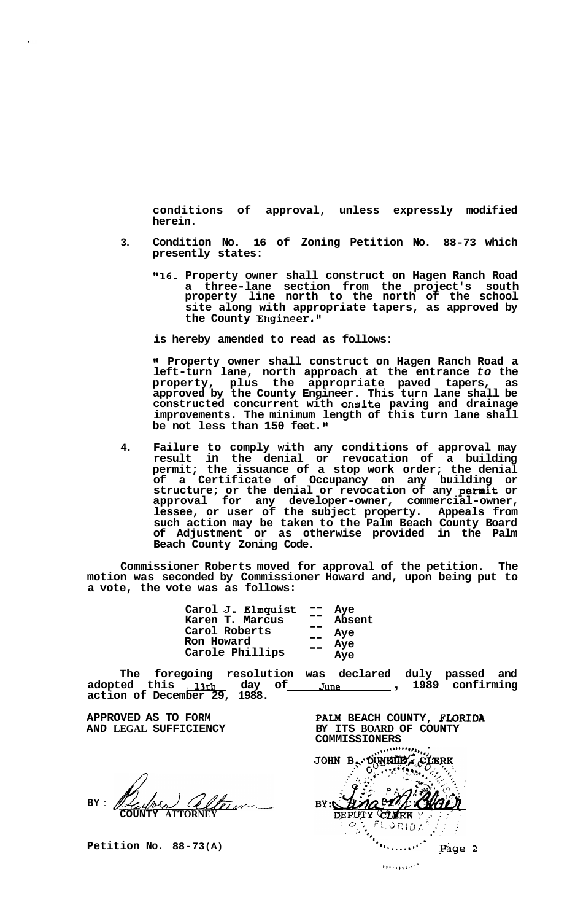conditions of approval, unless expressly modified herein.

3. Condition No. 16 of Zoning Petition No. 88-73 which presently states:

   "16. Property owner shall construct on Hagen Ranch Road a three-lane section from the project's south property line north to the north of the school site along with appropriate tapers, as approved by the County Engineer."

   is hereby amended to read as follows:

   " Property owner shall construct on Hagen Ranch Road a left-turn lane, north approach at the entrance *to* the property, plus the appropriate paved tapers, as approved by the County Engineer. This turn lane shall be constructed concurrent with onsite paving and drainage improvements. The minimum length of this turn lane shall be not less than 150 feet."

4. Failure to comply with any conditions of approval may result in the denial or revocation of a building permit; the issuance of a stop work order; the denial of a Certificate of Occupancy on any building or structure; or the denial or revocation of any permit or approval for any developer-owner, commercial-owner, lessee, or user of the subject property. Appeals from such action may be taken to the Palm Beach County Board of Adjustment or as otherwise provided in the Palm Beach County Zoning Code.

Commissioner Roberts moved for approval of the petition. The motion was seconded by Commissioner Howard and, upon being put to a vote, the vote was as follows:

| | | |
|---|---|---|
| Carol J. Elmquist | -- | Aye |
| Karen T. Marcus | -- | Absent |
| Carol Roberts | -- | Aye |
| Ron Howard | -- | Aye |
| Carole Phillips | -- | Aye |

The foregoing resolution was declared duly passed and adopted this 13th day of June, 1989 confirming action of December 29, 1988.

APPROVED AS TO FORM AND LEGAL SUFFICIENCY

BY: [signature] COUNTY ATTORNEY

PALM BEACH COUNTY, FLORIDA BY ITS BOARD OF COUNTY COMMISSIONERS

JOHN B. DUNKLE, CLERK

BY: [signature] DEPUTY CLERK

Petition No. 88-73(A)